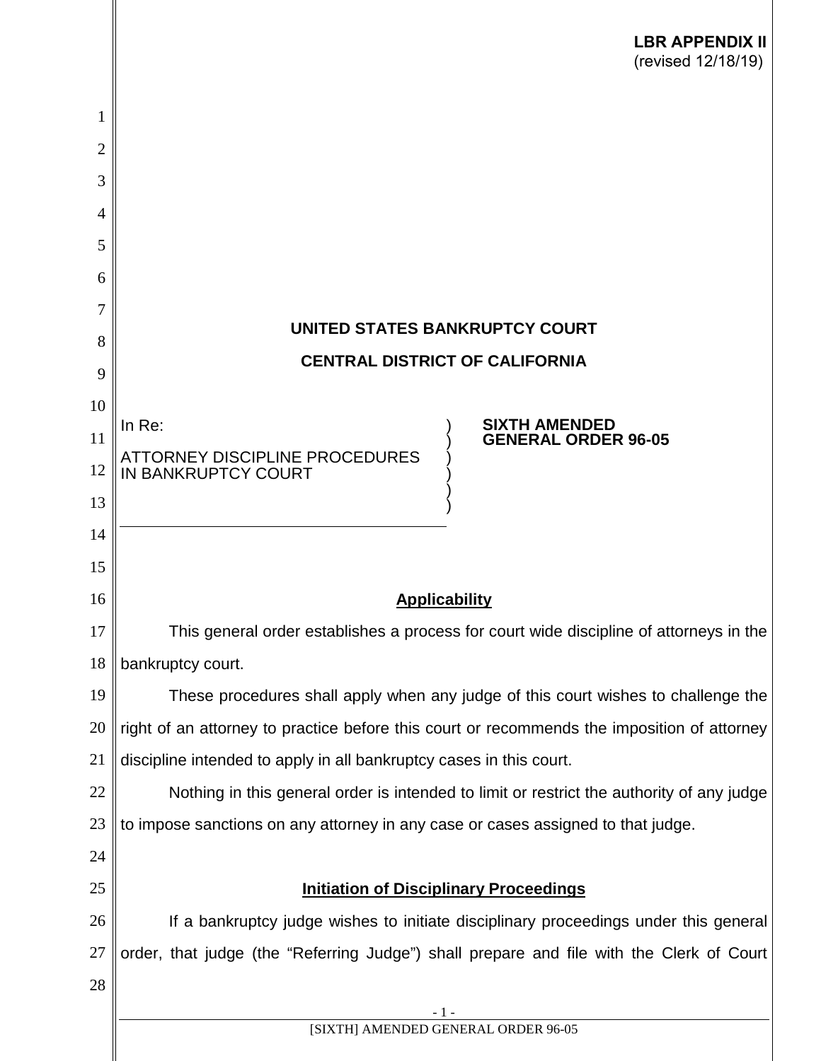**LBR APPENDIX II**
(revised 12/18/19)

**UNITED STATES BANKRUPTCY COURT**

**CENTRAL DISTRICT OF CALIFORNIA**

In Re:

ATTORNEY DISCIPLINE PROCEDURES IN BANKRUPTCY COURT

**SIXTH AMENDED GENERAL ORDER 96-05**

## Applicability

This general order establishes a process for court wide discipline of attorneys in the bankruptcy court.

These procedures shall apply when any judge of this court wishes to challenge the right of an attorney to practice before this court or recommends the imposition of attorney discipline intended to apply in all bankruptcy cases in this court.

Nothing in this general order is intended to limit or restrict the authority of any judge to impose sanctions on any attorney in any case or cases assigned to that judge.

## Initiation of Disciplinary Proceedings

If a bankruptcy judge wishes to initiate disciplinary proceedings under this general order, that judge (the "Referring Judge") shall prepare and file with the Clerk of Court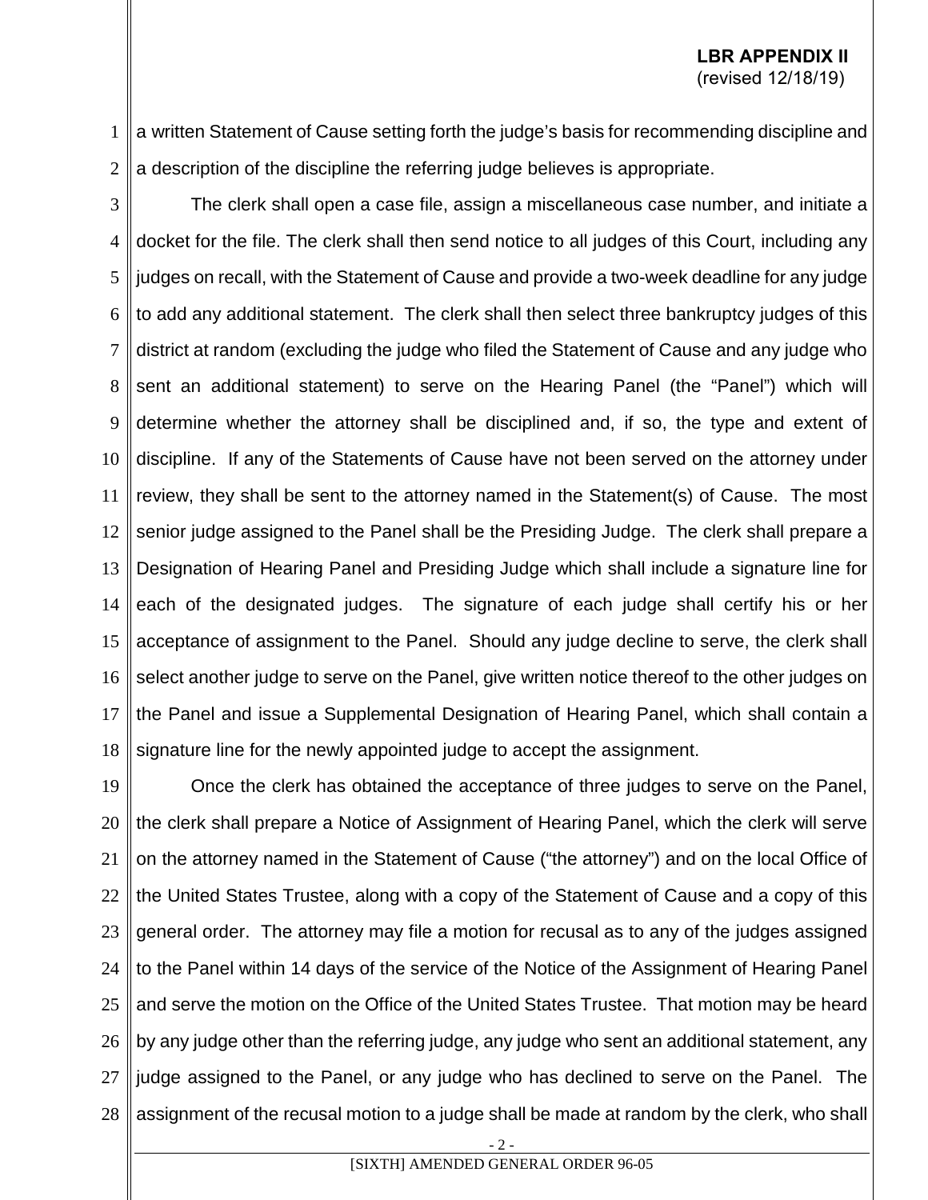a written Statement of Cause setting forth the judge's basis for recommending discipline and a description of the discipline the referring judge believes is appropriate.

The clerk shall open a case file, assign a miscellaneous case number, and initiate a docket for the file. The clerk shall then send notice to all judges of this Court, including any judges on recall, with the Statement of Cause and provide a two-week deadline for any judge to add any additional statement. The clerk shall then select three bankruptcy judges of this district at random (excluding the judge who filed the Statement of Cause and any judge who sent an additional statement) to serve on the Hearing Panel (the "Panel") which will determine whether the attorney shall be disciplined and, if so, the type and extent of discipline. If any of the Statements of Cause have not been served on the attorney under review, they shall be sent to the attorney named in the Statement(s) of Cause. The most senior judge assigned to the Panel shall be the Presiding Judge. The clerk shall prepare a Designation of Hearing Panel and Presiding Judge which shall include a signature line for each of the designated judges. The signature of each judge shall certify his or her acceptance of assignment to the Panel. Should any judge decline to serve, the clerk shall select another judge to serve on the Panel, give written notice thereof to the other judges on the Panel and issue a Supplemental Designation of Hearing Panel, which shall contain a signature line for the newly appointed judge to accept the assignment.

Once the clerk has obtained the acceptance of three judges to serve on the Panel, the clerk shall prepare a Notice of Assignment of Hearing Panel, which the clerk will serve on the attorney named in the Statement of Cause ("the attorney") and on the local Office of the United States Trustee, along with a copy of the Statement of Cause and a copy of this general order. The attorney may file a motion for recusal as to any of the judges assigned to the Panel within 14 days of the service of the Notice of the Assignment of Hearing Panel and serve the motion on the Office of the United States Trustee. That motion may be heard by any judge other than the referring judge, any judge who sent an additional statement, any judge assigned to the Panel, or any judge who has declined to serve on the Panel. The assignment of the recusal motion to a judge shall be made at random by the clerk, who shall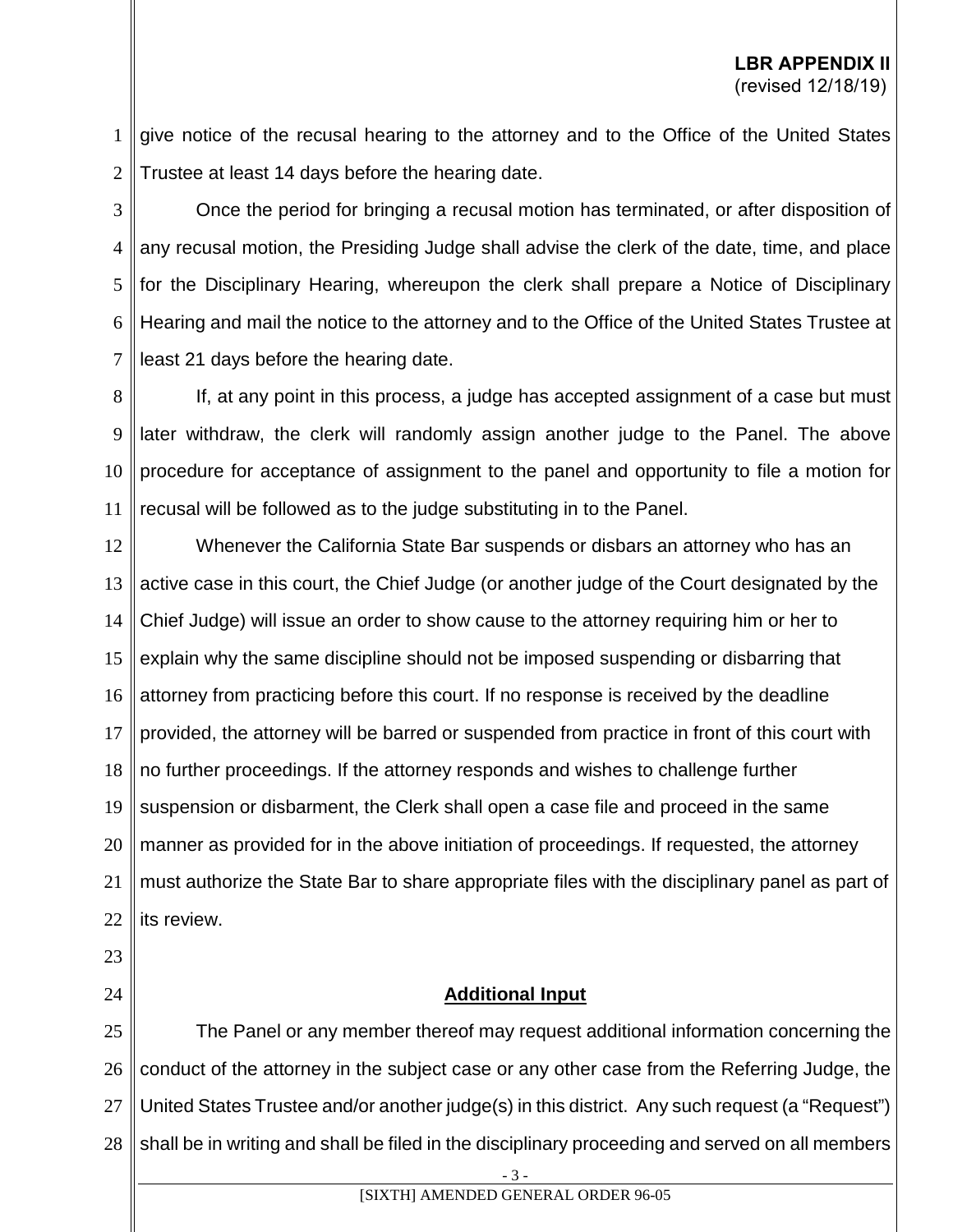give notice of the recusal hearing to the attorney and to the Office of the United States Trustee at least 14 days before the hearing date.

Once the period for bringing a recusal motion has terminated, or after disposition of any recusal motion, the Presiding Judge shall advise the clerk of the date, time, and place for the Disciplinary Hearing, whereupon the clerk shall prepare a Notice of Disciplinary Hearing and mail the notice to the attorney and to the Office of the United States Trustee at least 21 days before the hearing date.

If, at any point in this process, a judge has accepted assignment of a case but must later withdraw, the clerk will randomly assign another judge to the Panel. The above procedure for acceptance of assignment to the panel and opportunity to file a motion for recusal will be followed as to the judge substituting in to the Panel.

Whenever the California State Bar suspends or disbars an attorney who has an active case in this court, the Chief Judge (or another judge of the Court designated by the Chief Judge) will issue an order to show cause to the attorney requiring him or her to explain why the same discipline should not be imposed suspending or disbarring that attorney from practicing before this court. If no response is received by the deadline provided, the attorney will be barred or suspended from practice in front of this court with no further proceedings. If the attorney responds and wishes to challenge further suspension or disbarment, the Clerk shall open a case file and proceed in the same manner as provided for in the above initiation of proceedings. If requested, the attorney must authorize the State Bar to share appropriate files with the disciplinary panel as part of its review.

## Additional Input

The Panel or any member thereof may request additional information concerning the conduct of the attorney in the subject case or any other case from the Referring Judge, the United States Trustee and/or another judge(s) in this district. Any such request (a "Request") shall be in writing and shall be filed in the disciplinary proceeding and served on all members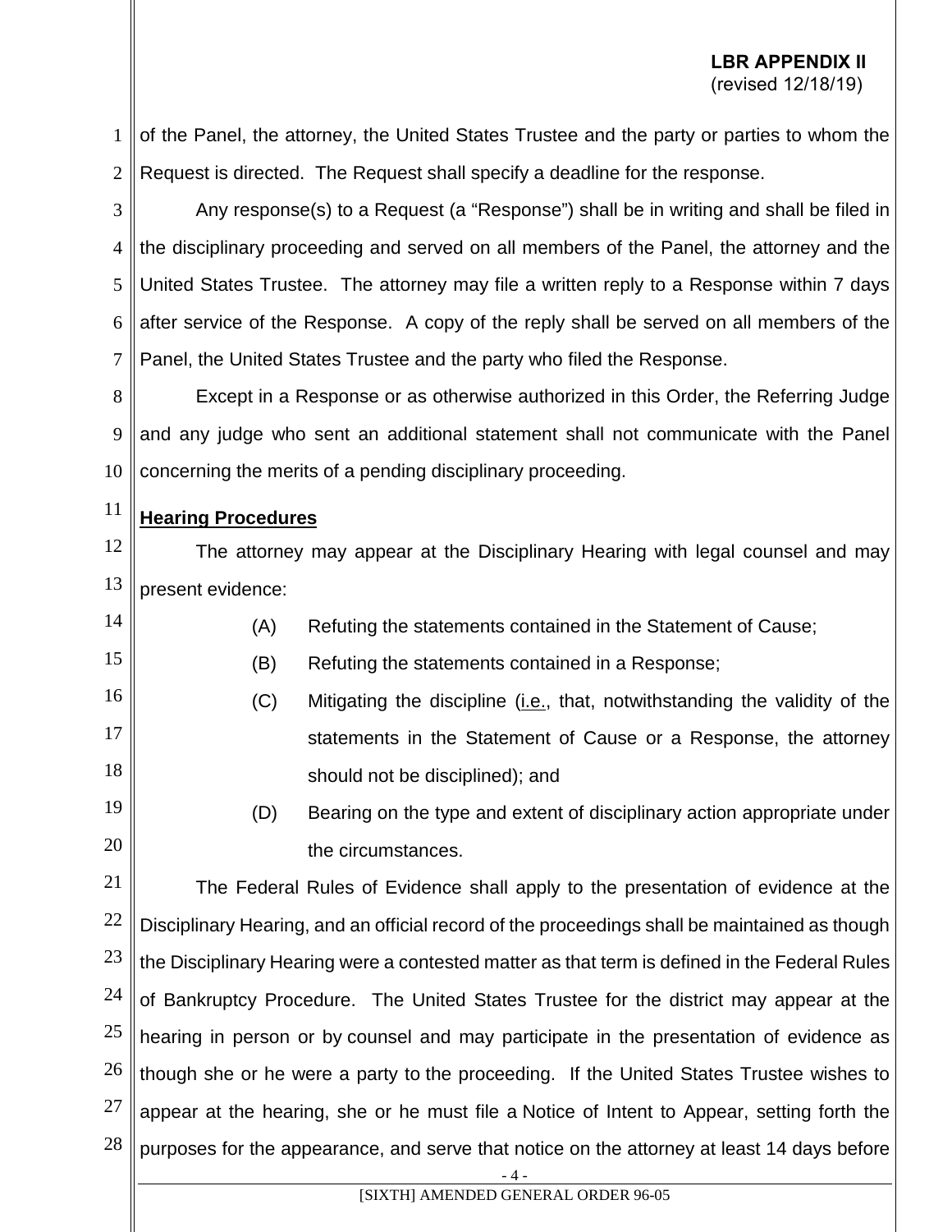of the Panel, the attorney, the United States Trustee and the party or parties to whom the Request is directed. The Request shall specify a deadline for the response.

Any response(s) to a Request (a "Response") shall be in writing and shall be filed in the disciplinary proceeding and served on all members of the Panel, the attorney and the United States Trustee. The attorney may file a written reply to a Response within 7 days after service of the Response. A copy of the reply shall be served on all members of the Panel, the United States Trustee and the party who filed the Response.

Except in a Response or as otherwise authorized in this Order, the Referring Judge and any judge who sent an additional statement shall not communicate with the Panel concerning the merits of a pending disciplinary proceeding.

**Hearing Procedures**

The attorney may appear at the Disciplinary Hearing with legal counsel and may present evidence:

(A) Refuting the statements contained in the Statement of Cause;

(B) Refuting the statements contained in a Response;

(C) Mitigating the discipline (i.e., that, notwithstanding the validity of the statements in the Statement of Cause or a Response, the attorney should not be disciplined); and

(D) Bearing on the type and extent of disciplinary action appropriate under the circumstances.

The Federal Rules of Evidence shall apply to the presentation of evidence at the Disciplinary Hearing, and an official record of the proceedings shall be maintained as though the Disciplinary Hearing were a contested matter as that term is defined in the Federal Rules of Bankruptcy Procedure. The United States Trustee for the district may appear at the hearing in person or by counsel and may participate in the presentation of evidence as though she or he were a party to the proceeding. If the United States Trustee wishes to appear at the hearing, she or he must file a Notice of Intent to Appear, setting forth the purposes for the appearance, and serve that notice on the attorney at least 14 days before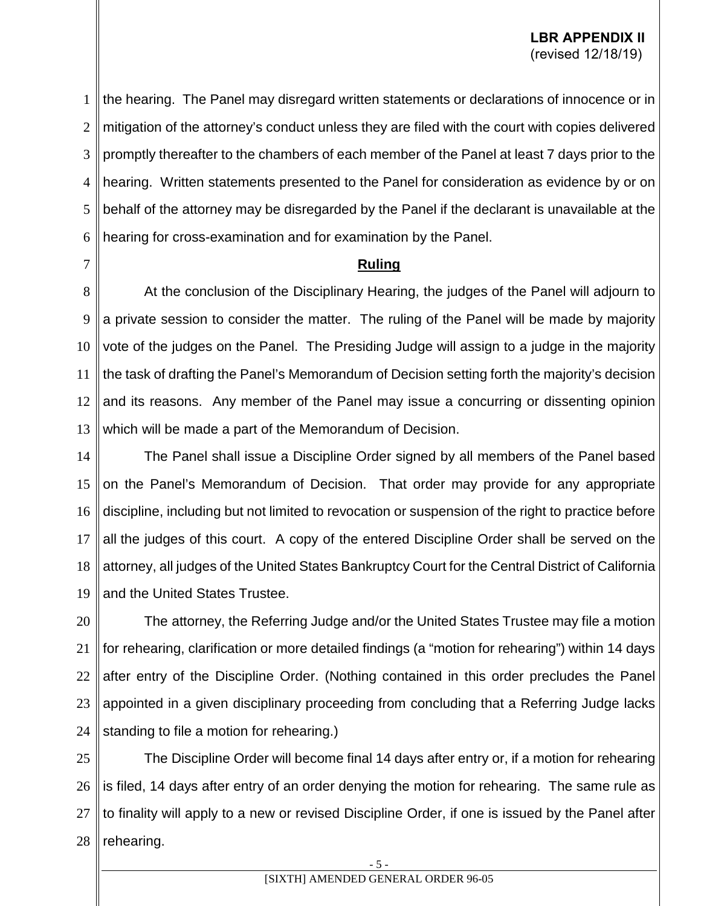the hearing. The Panel may disregard written statements or declarations of innocence or in mitigation of the attorney's conduct unless they are filed with the court with copies delivered promptly thereafter to the chambers of each member of the Panel at least 7 days prior to the hearing. Written statements presented to the Panel for consideration as evidence by or on behalf of the attorney may be disregarded by the Panel if the declarant is unavailable at the hearing for cross-examination and for examination by the Panel.

## Ruling

At the conclusion of the Disciplinary Hearing, the judges of the Panel will adjourn to a private session to consider the matter. The ruling of the Panel will be made by majority vote of the judges on the Panel. The Presiding Judge will assign to a judge in the majority the task of drafting the Panel's Memorandum of Decision setting forth the majority's decision and its reasons. Any member of the Panel may issue a concurring or dissenting opinion which will be made a part of the Memorandum of Decision.

The Panel shall issue a Discipline Order signed by all members of the Panel based on the Panel's Memorandum of Decision. That order may provide for any appropriate discipline, including but not limited to revocation or suspension of the right to practice before all the judges of this court. A copy of the entered Discipline Order shall be served on the attorney, all judges of the United States Bankruptcy Court for the Central District of California and the United States Trustee.

The attorney, the Referring Judge and/or the United States Trustee may file a motion for rehearing, clarification or more detailed findings (a "motion for rehearing") within 14 days after entry of the Discipline Order. (Nothing contained in this order precludes the Panel appointed in a given disciplinary proceeding from concluding that a Referring Judge lacks standing to file a motion for rehearing.)

The Discipline Order will become final 14 days after entry or, if a motion for rehearing is filed, 14 days after entry of an order denying the motion for rehearing. The same rule as to finality will apply to a new or revised Discipline Order, if one is issued by the Panel after rehearing.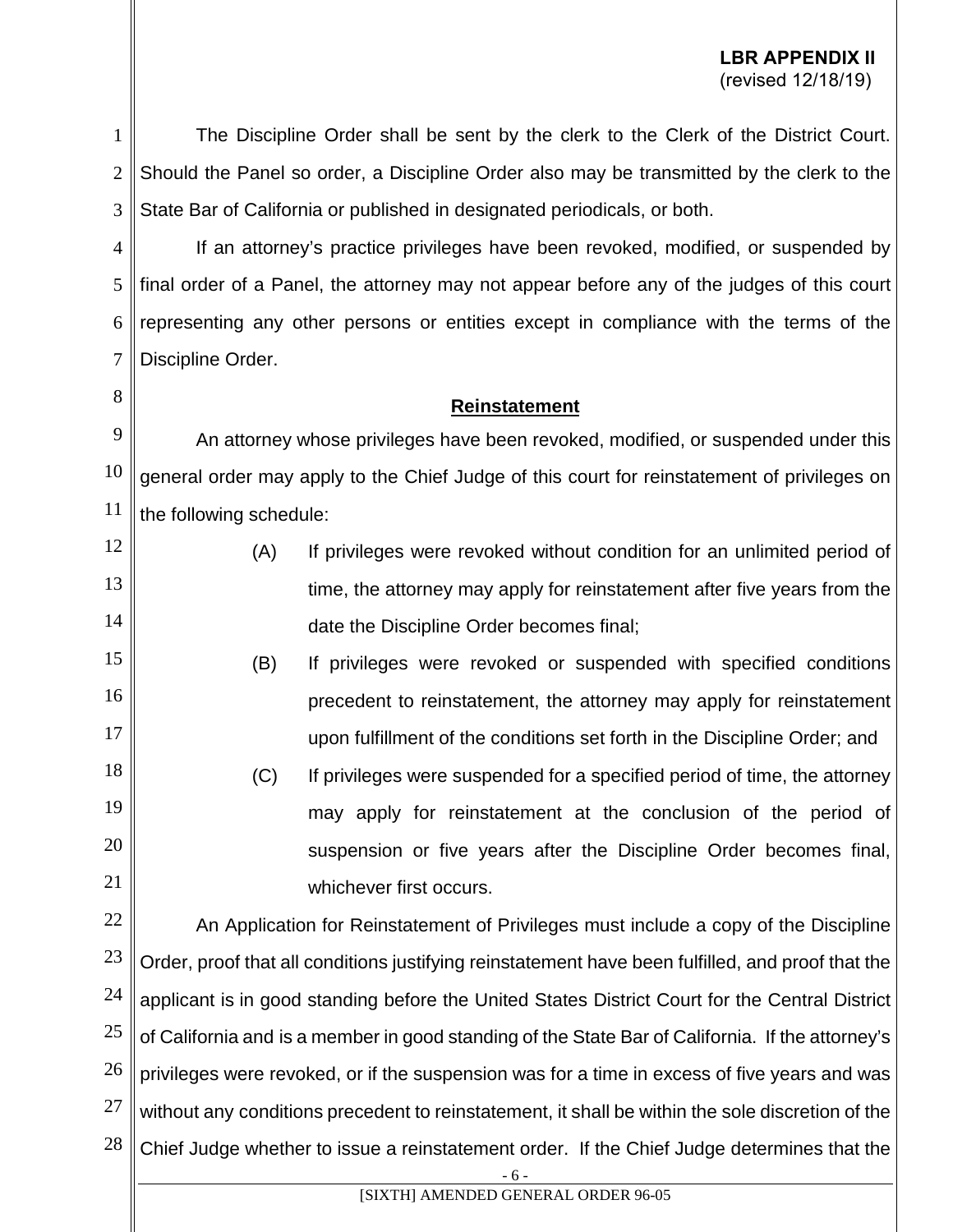The Discipline Order shall be sent by the clerk to the Clerk of the District Court. Should the Panel so order, a Discipline Order also may be transmitted by the clerk to the State Bar of California or published in designated periodicals, or both.

If an attorney's practice privileges have been revoked, modified, or suspended by final order of a Panel, the attorney may not appear before any of the judges of this court representing any other persons or entities except in compliance with the terms of the Discipline Order.

## **Reinstatement**

An attorney whose privileges have been revoked, modified, or suspended under this general order may apply to the Chief Judge of this court for reinstatement of privileges on the following schedule:

(A) If privileges were revoked without condition for an unlimited period of time, the attorney may apply for reinstatement after five years from the date the Discipline Order becomes final;

(B) If privileges were revoked or suspended with specified conditions precedent to reinstatement, the attorney may apply for reinstatement upon fulfillment of the conditions set forth in the Discipline Order; and

(C) If privileges were suspended for a specified period of time, the attorney may apply for reinstatement at the conclusion of the period of suspension or five years after the Discipline Order becomes final, whichever first occurs.

An Application for Reinstatement of Privileges must include a copy of the Discipline Order, proof that all conditions justifying reinstatement have been fulfilled, and proof that the applicant is in good standing before the United States District Court for the Central District of California and is a member in good standing of the State Bar of California. If the attorney's privileges were revoked, or if the suspension was for a time in excess of five years and was without any conditions precedent to reinstatement, it shall be within the sole discretion of the Chief Judge whether to issue a reinstatement order. If the Chief Judge determines that the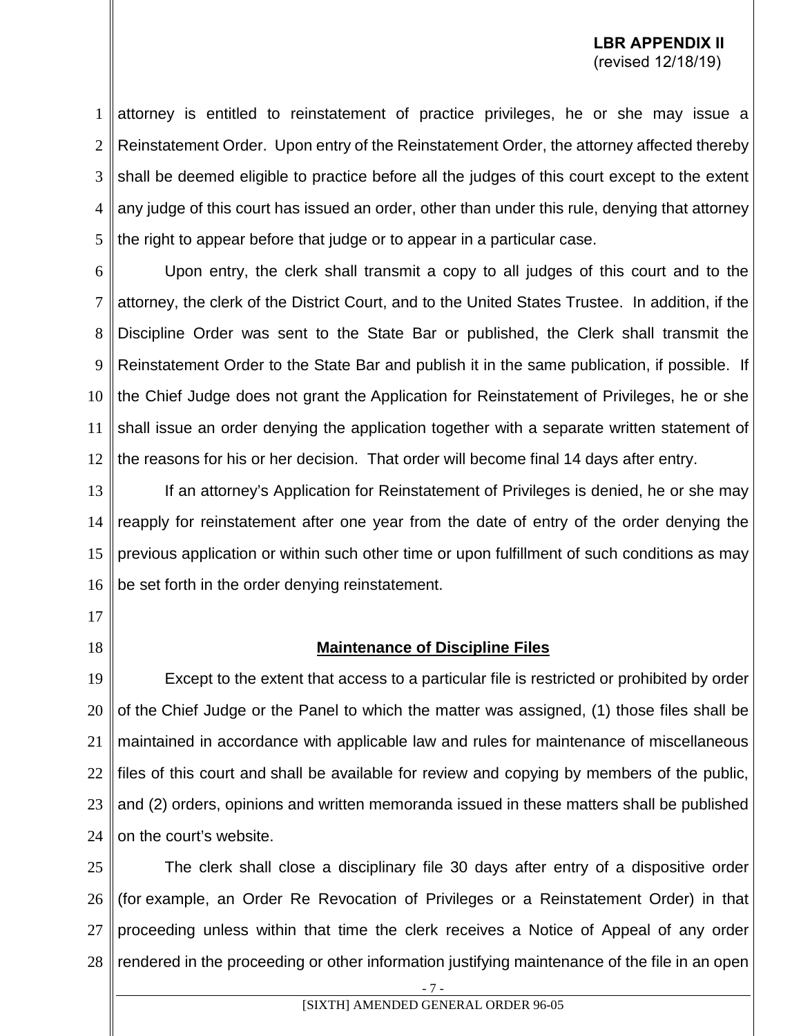attorney is entitled to reinstatement of practice privileges, he or she may issue a Reinstatement Order. Upon entry of the Reinstatement Order, the attorney affected thereby shall be deemed eligible to practice before all the judges of this court except to the extent any judge of this court has issued an order, other than under this rule, denying that attorney the right to appear before that judge or to appear in a particular case.

Upon entry, the clerk shall transmit a copy to all judges of this court and to the attorney, the clerk of the District Court, and to the United States Trustee. In addition, if the Discipline Order was sent to the State Bar or published, the Clerk shall transmit the Reinstatement Order to the State Bar and publish it in the same publication, if possible. If the Chief Judge does not grant the Application for Reinstatement of Privileges, he or she shall issue an order denying the application together with a separate written statement of the reasons for his or her decision. That order will become final 14 days after entry.

If an attorney's Application for Reinstatement of Privileges is denied, he or she may reapply for reinstatement after one year from the date of entry of the order denying the previous application or within such other time or upon fulfillment of such conditions as may be set forth in the order denying reinstatement.

## **Maintenance of Discipline Files**

Except to the extent that access to a particular file is restricted or prohibited by order of the Chief Judge or the Panel to which the matter was assigned, (1) those files shall be maintained in accordance with applicable law and rules for maintenance of miscellaneous files of this court and shall be available for review and copying by members of the public, and (2) orders, opinions and written memoranda issued in these matters shall be published on the court's website.

The clerk shall close a disciplinary file 30 days after entry of a dispositive order (for example, an Order Re Revocation of Privileges or a Reinstatement Order) in that proceeding unless within that time the clerk receives a Notice of Appeal of any order rendered in the proceeding or other information justifying maintenance of the file in an open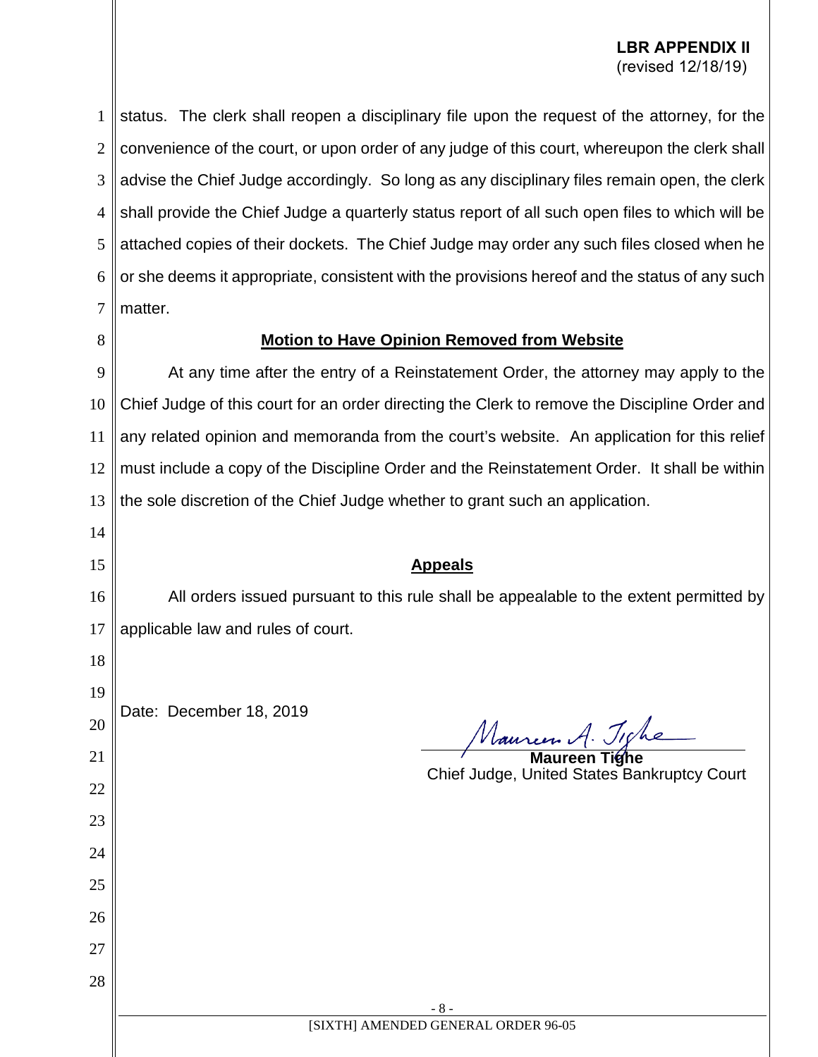status. The clerk shall reopen a disciplinary file upon the request of the attorney, for the convenience of the court, or upon order of any judge of this court, whereupon the clerk shall advise the Chief Judge accordingly. So long as any disciplinary files remain open, the clerk shall provide the Chief Judge a quarterly status report of all such open files to which will be attached copies of their dockets. The Chief Judge may order any such files closed when he or she deems it appropriate, consistent with the provisions hereof and the status of any such matter.

**Motion to Have Opinion Removed from Website**

At any time after the entry of a Reinstatement Order, the attorney may apply to the Chief Judge of this court for an order directing the Clerk to remove the Discipline Order and any related opinion and memoranda from the court's website. An application for this relief must include a copy of the Discipline Order and the Reinstatement Order. It shall be within the sole discretion of the Chief Judge whether to grant such an application.

**Appeals**

All orders issued pursuant to this rule shall be appealable to the extent permitted by applicable law and rules of court.

Date: December 18, 2019

Maureen A. Tighe

**Maureen Tighe**
Chief Judge, United States Bankruptcy Court